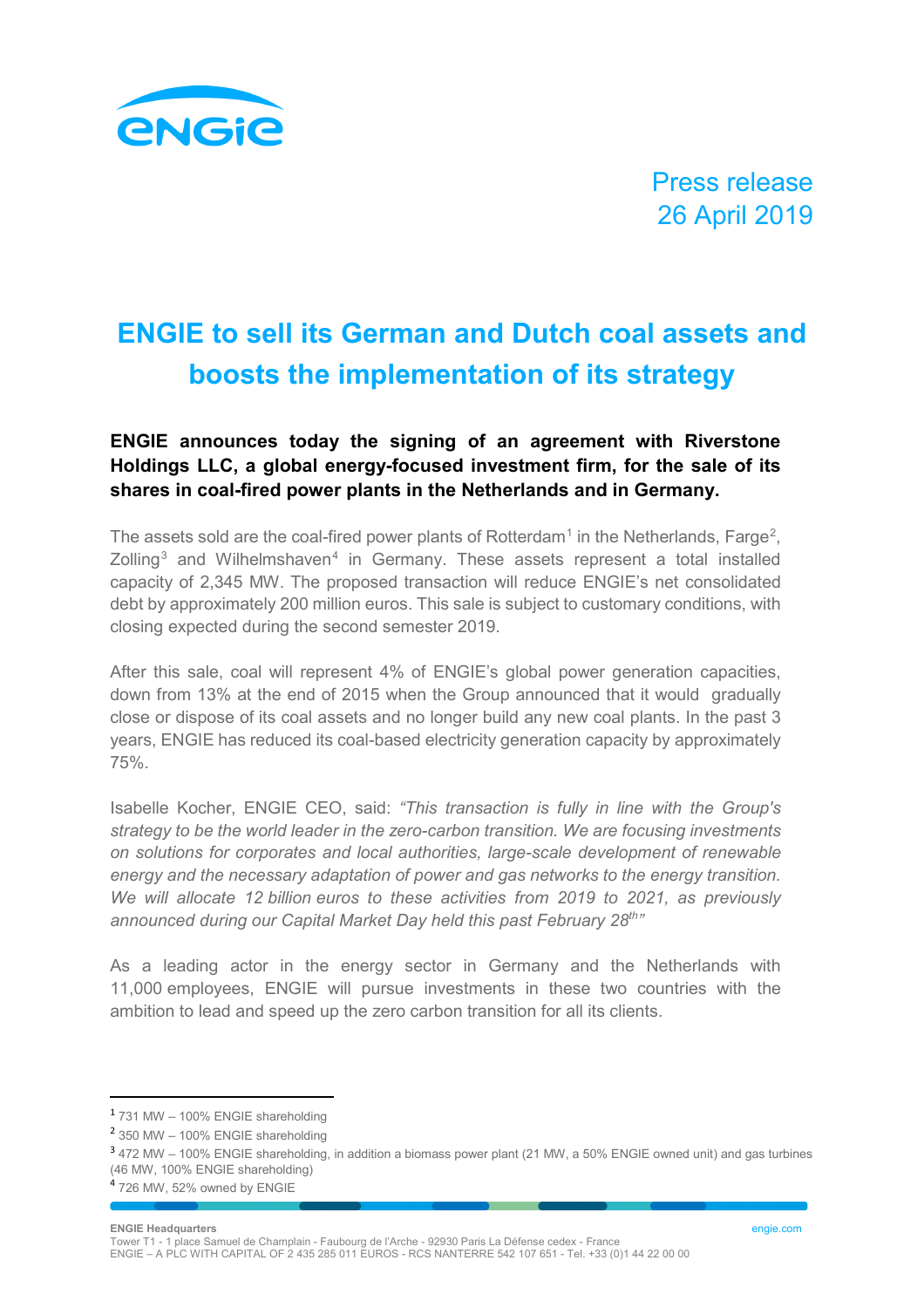Press release
26 April 2019

# ENGIE to sell its German and Dutch coal assets and boosts the implementation of its strategy

**ENGIE announces today the signing of an agreement with Riverstone Holdings LLC, a global energy-focused investment firm, for the sale of its shares in coal-fired power plants in the Netherlands and in Germany.**

The assets sold are the coal-fired power plants of Rotterdam[1] in the Netherlands, Farge[2], Zolling[3] and Wilhelmshaven[4] in Germany. These assets represent a total installed capacity of 2,345 MW. The proposed transaction will reduce ENGIE's net consolidated debt by approximately 200 million euros. This sale is subject to customary conditions, with closing expected during the second semester 2019.

After this sale, coal will represent 4% of ENGIE's global power generation capacities, down from 13% at the end of 2015 when the Group announced that it would gradually close or dispose of its coal assets and no longer build any new coal plants. In the past 3 years, ENGIE has reduced its coal-based electricity generation capacity by approximately 75%.

Isabelle Kocher, ENGIE CEO, said: *"This transaction is fully in line with the Group's strategy to be the world leader in the zero-carbon transition. We are focusing investments on solutions for corporates and local authorities, large-scale development of renewable energy and the necessary adaptation of power and gas networks to the energy transition. We will allocate 12 billion euros to these activities from 2019 to 2021, as previously announced during our Capital Market Day held this past February 28th"*

As a leading actor in the energy sector in Germany and the Netherlands with 11,000 employees, ENGIE will pursue investments in these two countries with the ambition to lead and speed up the zero carbon transition for all its clients.

[1] 731 MW – 100% ENGIE shareholding

[2] 350 MW – 100% ENGIE shareholding

[3] 472 MW – 100% ENGIE shareholding, in addition a biomass power plant (21 MW, a 50% ENGIE owned unit) and gas turbines (46 MW, 100% ENGIE shareholding)

[4] 726 MW, 52% owned by ENGIE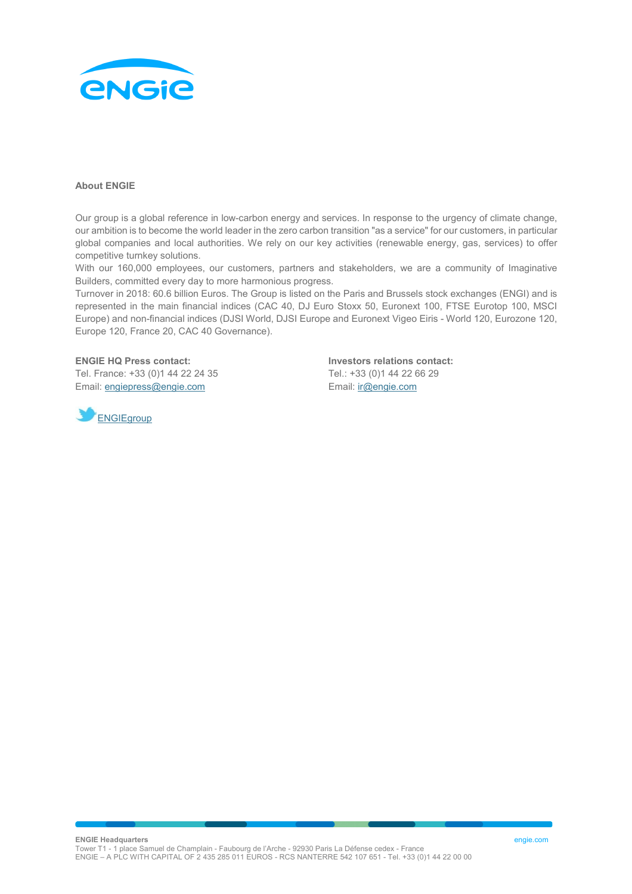**About ENGIE**

Our group is a global reference in low-carbon energy and services. In response to the urgency of climate change, our ambition is to become the world leader in the zero carbon transition "as a service" for our customers, in particular global companies and local authorities. We rely on our key activities (renewable energy, gas, services) to offer competitive turnkey solutions.
With our 160,000 employees, our customers, partners and stakeholders, we are a community of Imaginative Builders, committed every day to more harmonious progress.
Turnover in 2018: 60.6 billion Euros. The Group is listed on the Paris and Brussels stock exchanges (ENGI) and is represented in the main financial indices (CAC 40, DJ Euro Stoxx 50, Euronext 100, FTSE Eurotop 100, MSCI Europe) and non-financial indices (DJSI World, DJSI Europe and Euronext Vigeo Eiris - World 120, Eurozone 120, Europe 120, France 20, CAC 40 Governance).

**ENGIE HQ Press contact:**
Tel. France: +33 (0)1 44 22 24 35
Email: engiepress@engie.com

**Investors relations contact:**
Tel.: +33 (0)1 44 22 66 29
Email: ir@engie.com

ENGIEgroup

**ENGIE Headquarters**
Tower T1 - 1 place Samuel de Champlain - Faubourg de l'Arche - 92930 Paris La Défense cedex - France
ENGIE – A PLC WITH CAPITAL OF 2 435 285 011 EUROS - RCS NANTERRE 542 107 651 - Tel. +33 (0)1 44 22 00 00

engie.com